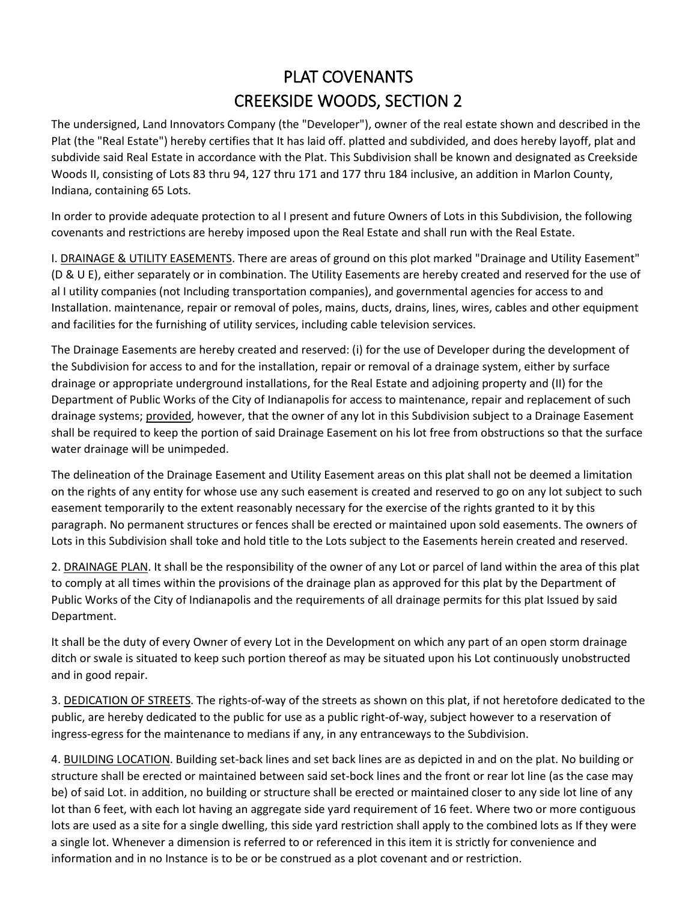# PLAT COVENANTS
# CREEKSIDE WOODS, SECTION 2

The undersigned, Land Innovators Company (the "Developer"), owner of the real estate shown and described in the Plat (the "Real Estate") hereby certifies that It has laid off. platted and subdivided, and does hereby layoff, plat and subdivide said Real Estate in accordance with the Plat. This Subdivision shall be known and designated as Creekside Woods II, consisting of Lots 83 thru 94, 127 thru 171 and 177 thru 184 inclusive, an addition in Marlon County, Indiana, containing 65 Lots.

In order to provide adequate protection to al I present and future Owners of Lots in this Subdivision, the following covenants and restrictions are hereby imposed upon the Real Estate and shall run with the Real Estate.

I. <u>DRAINAGE & UTILITY EASEMENTS</u>. There are areas of ground on this plot marked "Drainage and Utility Easement" (D & U E), either separately or in combination. The Utility Easements are hereby created and reserved for the use of al I utility companies (not Including transportation companies), and governmental agencies for access to and Installation. maintenance, repair or removal of poles, mains, ducts, drains, lines, wires, cables and other equipment and facilities for the furnishing of utility services, including cable television services.

The Drainage Easements are hereby created and reserved: (i) for the use of Developer during the development of the Subdivision for access to and for the installation, repair or removal of a drainage system, either by surface drainage or appropriate underground installations, for the Real Estate and adjoining property and (II) for the Department of Public Works of the City of Indianapolis for access to maintenance, repair and replacement of such drainage systems; <u>provided</u>, however, that the owner of any lot in this Subdivision subject to a Drainage Easement shall be required to keep the portion of said Drainage Easement on his lot free from obstructions so that the surface water drainage will be unimpeded.

The delineation of the Drainage Easement and Utility Easement areas on this plat shall not be deemed a limitation on the rights of any entity for whose use any such easement is created and reserved to go on any lot subject to such easement temporarily to the extent reasonably necessary for the exercise of the rights granted to it by this paragraph. No permanent structures or fences shall be erected or maintained upon sold easements. The owners of Lots in this Subdivision shall toke and hold title to the Lots subject to the Easements herein created and reserved.

2. <u>DRAINAGE PLAN</u>. It shall be the responsibility of the owner of any Lot or parcel of land within the area of this plat to comply at all times within the provisions of the drainage plan as approved for this plat by the Department of Public Works of the City of Indianapolis and the requirements of all drainage permits for this plat Issued by said Department.

It shall be the duty of every Owner of every Lot in the Development on which any part of an open storm drainage ditch or swale is situated to keep such portion thereof as may be situated upon his Lot continuously unobstructed and in good repair.

3. <u>DEDICATION OF STREETS</u>. The rights-of-way of the streets as shown on this plat, if not heretofore dedicated to the public, are hereby dedicated to the public for use as a public right-of-way, subject however to a reservation of ingress-egress for the maintenance to medians if any, in any entranceways to the Subdivision.

4. <u>BUILDING LOCATION</u>. Building set-back lines and set back lines are as depicted in and on the plat. No building or structure shall be erected or maintained between said set-bock lines and the front or rear lot line (as the case may be) of said Lot. in addition, no building or structure shall be erected or maintained closer to any side lot line of any lot than 6 feet, with each lot having an aggregate side yard requirement of 16 feet. Where two or more contiguous lots are used as a site for a single dwelling, this side yard restriction shall apply to the combined lots as If they were a single lot. Whenever a dimension is referred to or referenced in this item it is strictly for convenience and information and in no Instance is to be or be construed as a plot covenant and or restriction.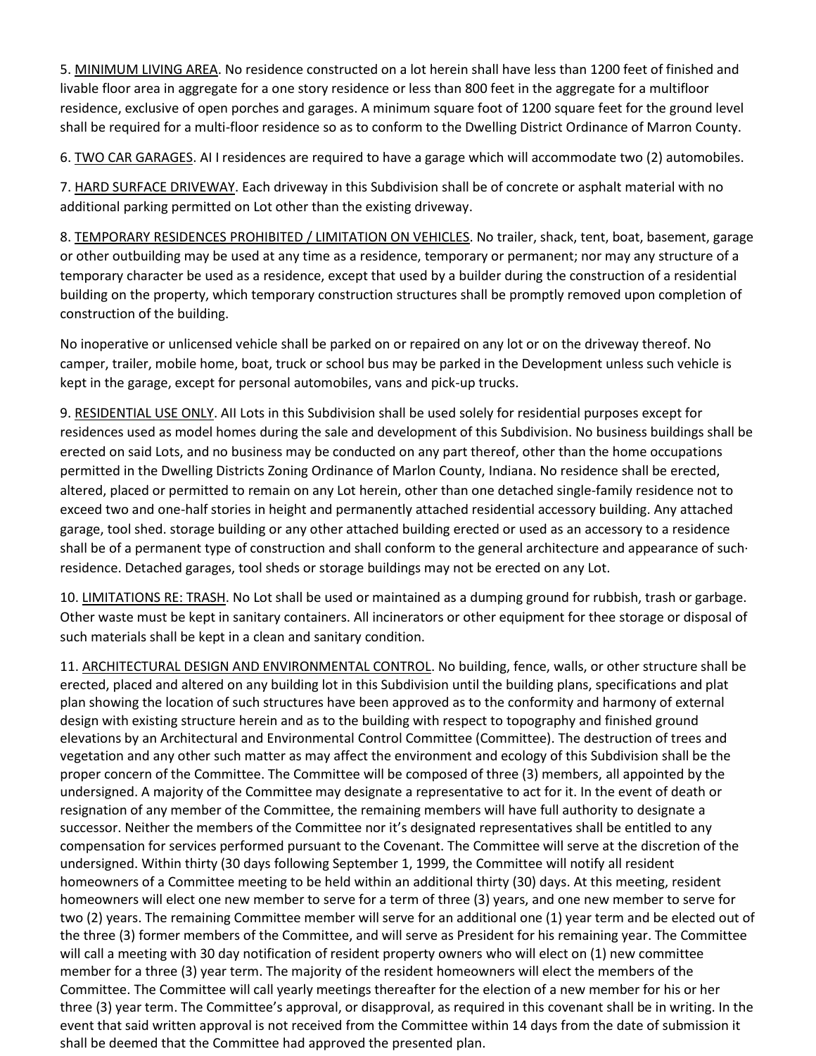5. MINIMUM LIVING AREA. No residence constructed on a lot herein shall have less than 1200 feet of finished and livable floor area in aggregate for a one story residence or less than 800 feet in the aggregate for a multifloor residence, exclusive of open porches and garages. A minimum square foot of 1200 square feet for the ground level shall be required for a multi-floor residence so as to conform to the Dwelling District Ordinance of Marron County.

6. TWO CAR GARAGES. AI I residences are required to have a garage which will accommodate two (2) automobiles.

7. HARD SURFACE DRIVEWAY. Each driveway in this Subdivision shall be of concrete or asphalt material with no additional parking permitted on Lot other than the existing driveway.

8. TEMPORARY RESIDENCES PROHIBITED / LIMITATION ON VEHICLES. No trailer, shack, tent, boat, basement, garage or other outbuilding may be used at any time as a residence, temporary or permanent; nor may any structure of a temporary character be used as a residence, except that used by a builder during the construction of a residential building on the property, which temporary construction structures shall be promptly removed upon completion of construction of the building.

No inoperative or unlicensed vehicle shall be parked on or repaired on any lot or on the driveway thereof. No camper, trailer, mobile home, boat, truck or school bus may be parked in the Development unless such vehicle is kept in the garage, except for personal automobiles, vans and pick-up trucks.

9. RESIDENTIAL USE ONLY. AII Lots in this Subdivision shall be used solely for residential purposes except for residences used as model homes during the sale and development of this Subdivision. No business buildings shall be erected on said Lots, and no business may be conducted on any part thereof, other than the home occupations permitted in the Dwelling Districts Zoning Ordinance of Marlon County, Indiana. No residence shall be erected, altered, placed or permitted to remain on any Lot herein, other than one detached single-family residence not to exceed two and one-half stories in height and permanently attached residential accessory building. Any attached garage, tool shed. storage building or any other attached building erected or used as an accessory to a residence shall be of a permanent type of construction and shall conform to the general architecture and appearance of such· residence. Detached garages, tool sheds or storage buildings may not be erected on any Lot.

10. LIMITATIONS RE: TRASH. No Lot shall be used or maintained as a dumping ground for rubbish, trash or garbage. Other waste must be kept in sanitary containers. All incinerators or other equipment for thee storage or disposal of such materials shall be kept in a clean and sanitary condition.

11. ARCHITECTURAL DESIGN AND ENVIRONMENTAL CONTROL. No building, fence, walls, or other structure shall be erected, placed and altered on any building lot in this Subdivision until the building plans, specifications and plat plan showing the location of such structures have been approved as to the conformity and harmony of external design with existing structure herein and as to the building with respect to topography and finished ground elevations by an Architectural and Environmental Control Committee (Committee). The destruction of trees and vegetation and any other such matter as may affect the environment and ecology of this Subdivision shall be the proper concern of the Committee. The Committee will be composed of three (3) members, all appointed by the undersigned. A majority of the Committee may designate a representative to act for it. In the event of death or resignation of any member of the Committee, the remaining members will have full authority to designate a successor. Neither the members of the Committee nor it's designated representatives shall be entitled to any compensation for services performed pursuant to the Covenant. The Committee will serve at the discretion of the undersigned. Within thirty (30 days following September 1, 1999, the Committee will notify all resident homeowners of a Committee meeting to be held within an additional thirty (30) days. At this meeting, resident homeowners will elect one new member to serve for a term of three (3) years, and one new member to serve for two (2) years. The remaining Committee member will serve for an additional one (1) year term and be elected out of the three (3) former members of the Committee, and will serve as President for his remaining year. The Committee will call a meeting with 30 day notification of resident property owners who will elect on (1) new committee member for a three (3) year term. The majority of the resident homeowners will elect the members of the Committee. The Committee will call yearly meetings thereafter for the election of a new member for his or her three (3) year term. The Committee's approval, or disapproval, as required in this covenant shall be in writing. In the event that said written approval is not received from the Committee within 14 days from the date of submission it shall be deemed that the Committee had approved the presented plan.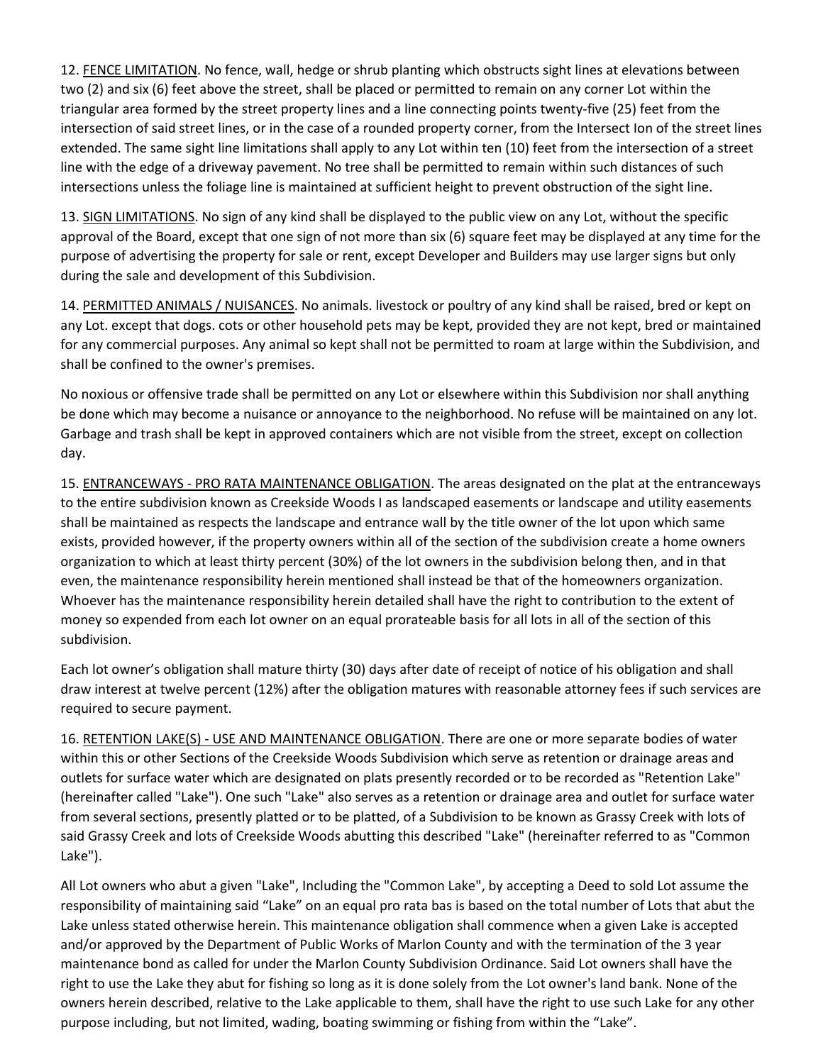12. <u>FENCE LIMITATION</u>. No fence, wall, hedge or shrub planting which obstructs sight lines at elevations between two (2) and six (6) feet above the street, shall be placed or permitted to remain on any corner Lot within the triangular area formed by the street property lines and a line connecting points twenty-five (25) feet from the intersection of said street lines, or in the case of a rounded property corner, from the Intersect Ion of the street lines extended. The same sight line limitations shall apply to any Lot within ten (10) feet from the intersection of a street line with the edge of a driveway pavement. No tree shall be permitted to remain within such distances of such intersections unless the foliage line is maintained at sufficient height to prevent obstruction of the sight line.

13. <u>SIGN LIMITATIONS</u>. No sign of any kind shall be displayed to the public view on any Lot, without the specific approval of the Board, except that one sign of not more than six (6) square feet may be displayed at any time for the purpose of advertising the property for sale or rent, except Developer and Builders may use larger signs but only during the sale and development of this Subdivision.

14. <u>PERMITTED ANIMALS / NUISANCES</u>. No animals. livestock or poultry of any kind shall be raised, bred or kept on any Lot. except that dogs. cots or other household pets may be kept, provided they are not kept, bred or maintained for any commercial purposes. Any animal so kept shall not be permitted to roam at large within the Subdivision, and shall be confined to the owner's premises.

No noxious or offensive trade shall be permitted on any Lot or elsewhere within this Subdivision nor shall anything be done which may become a nuisance or annoyance to the neighborhood. No refuse will be maintained on any lot. Garbage and trash shall be kept in approved containers which are not visible from the street, except on collection day.

15. <u>ENTRANCEWAYS - PRO RATA MAINTENANCE OBLIGATION</u>. The areas designated on the plat at the entranceways to the entire subdivision known as Creekside Woods I as landscaped easements or landscape and utility easements shall be maintained as respects the landscape and entrance wall by the title owner of the lot upon which same exists, provided however, if the property owners within all of the section of the subdivision create a home owners organization to which at least thirty percent (30%) of the lot owners in the subdivision belong then, and in that even, the maintenance responsibility herein mentioned shall instead be that of the homeowners organization. Whoever has the maintenance responsibility herein detailed shall have the right to contribution to the extent of money so expended from each lot owner on an equal prorateable basis for all lots in all of the section of this subdivision.

Each lot owner's obligation shall mature thirty (30) days after date of receipt of notice of his obligation and shall draw interest at twelve percent (12%) after the obligation matures with reasonable attorney fees if such services are required to secure payment.

16. <u>RETENTION LAKE(S) - USE AND MAINTENANCE OBLIGATION</u>. There are one or more separate bodies of water within this or other Sections of the Creekside Woods Subdivision which serve as retention or drainage areas and outlets for surface water which are designated on plats presently recorded or to be recorded as "Retention Lake" (hereinafter called "Lake"). One such "Lake" also serves as a retention or drainage area and outlet for surface water from several sections, presently platted or to be platted, of a Subdivision to be known as Grassy Creek with lots of said Grassy Creek and lots of Creekside Woods abutting this described "Lake" (hereinafter referred to as "Common Lake").

All Lot owners who abut a given "Lake", Including the "Common Lake", by accepting a Deed to sold Lot assume the responsibility of maintaining said "Lake" on an equal pro rata bas is based on the total number of Lots that abut the Lake unless stated otherwise herein. This maintenance obligation shall commence when a given Lake is accepted and/or approved by the Department of Public Works of Marlon County and with the termination of the 3 year maintenance bond as called for under the Marlon County Subdivision Ordinance. Said Lot owners shall have the right to use the Lake they abut for fishing so long as it is done solely from the Lot owner's land bank. None of the owners herein described, relative to the Lake applicable to them, shall have the right to use such Lake for any other purpose including, but not limited, wading, boating swimming or fishing from within the "Lake".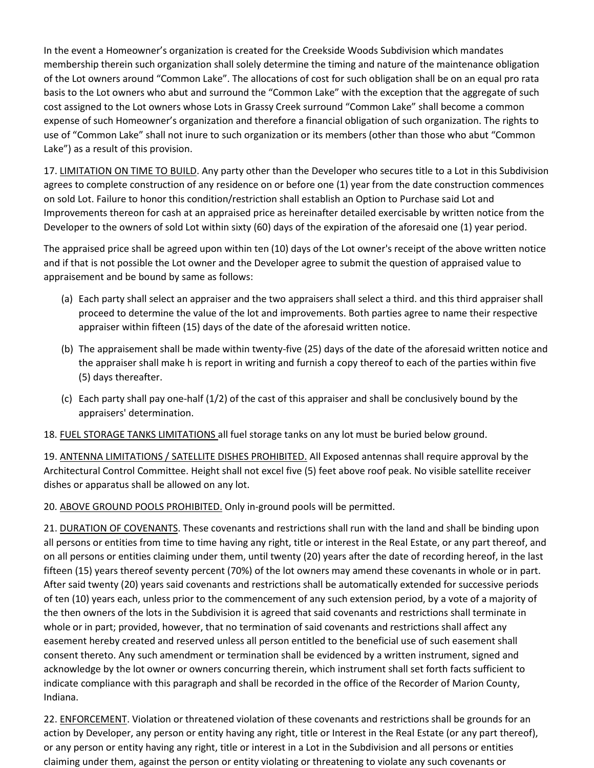In the event a Homeowner's organization is created for the Creekside Woods Subdivision which mandates membership therein such organization shall solely determine the timing and nature of the maintenance obligation of the Lot owners around "Common Lake". The allocations of cost for such obligation shall be on an equal pro rata basis to the Lot owners who abut and surround the "Common Lake" with the exception that the aggregate of such cost assigned to the Lot owners whose Lots in Grassy Creek surround "Common Lake" shall become a common expense of such Homeowner's organization and therefore a financial obligation of such organization. The rights to use of "Common Lake" shall not inure to such organization or its members (other than those who abut "Common Lake") as a result of this provision.

17. <u>LIMITATION ON TIME TO BUILD</u>. Any party other than the Developer who secures title to a Lot in this Subdivision agrees to complete construction of any residence on or before one (1) year from the date construction commences on sold Lot. Failure to honor this condition/restriction shall establish an Option to Purchase said Lot and Improvements thereon for cash at an appraised price as hereinafter detailed exercisable by written notice from the Developer to the owners of sold Lot within sixty (60) days of the expiration of the aforesaid one (1) year period.

The appraised price shall be agreed upon within ten (10) days of the Lot owner's receipt of the above written notice and if that is not possible the Lot owner and the Developer agree to submit the question of appraised value to appraisement and be bound by same as follows:

(a) Each party shall select an appraiser and the two appraisers shall select a third. and this third appraiser shall proceed to determine the value of the lot and improvements. Both parties agree to name their respective appraiser within fifteen (15) days of the date of the aforesaid written notice.

(b) The appraisement shall be made within twenty-five (25) days of the date of the aforesaid written notice and the appraiser shall make h is report in writing and furnish a copy thereof to each of the parties within five (5) days thereafter.

(c) Each party shall pay one-half (1/2) of the cast of this appraiser and shall be conclusively bound by the appraisers' determination.

18. <u>FUEL STORAGE TANKS LIMITATIONS</u> all fuel storage tanks on any lot must be buried below ground.

19. <u>ANTENNA LIMITATIONS / SATELLITE DISHES PROHIBITED.</u> All Exposed antennas shall require approval by the Architectural Control Committee. Height shall not excel five (5) feet above roof peak. No visible satellite receiver dishes or apparatus shall be allowed on any lot.

20. <u>ABOVE GROUND POOLS PROHIBITED.</u> Only in-ground pools will be permitted.

21. <u>DURATION OF COVENANTS</u>. These covenants and restrictions shall run with the land and shall be binding upon all persons or entities from time to time having any right, title or interest in the Real Estate, or any part thereof, and on all persons or entities claiming under them, until twenty (20) years after the date of recording hereof, in the last fifteen (15) years thereof seventy percent (70%) of the lot owners may amend these covenants in whole or in part. After said twenty (20) years said covenants and restrictions shall be automatically extended for successive periods of ten (10) years each, unless prior to the commencement of any such extension period, by a vote of a majority of the then owners of the lots in the Subdivision it is agreed that said covenants and restrictions shall terminate in whole or in part; provided, however, that no termination of said covenants and restrictions shall affect any easement hereby created and reserved unless all person entitled to the beneficial use of such easement shall consent thereto. Any such amendment or termination shall be evidenced by a written instrument, signed and acknowledge by the lot owner or owners concurring therein, which instrument shall set forth facts sufficient to indicate compliance with this paragraph and shall be recorded in the office of the Recorder of Marion County, Indiana.

22. <u>ENFORCEMENT</u>. Violation or threatened violation of these covenants and restrictions shall be grounds for an action by Developer, any person or entity having any right, title or Interest in the Real Estate (or any part thereof), or any person or entity having any right, title or interest in a Lot in the Subdivision and all persons or entities claiming under them, against the person or entity violating or threatening to violate any such covenants or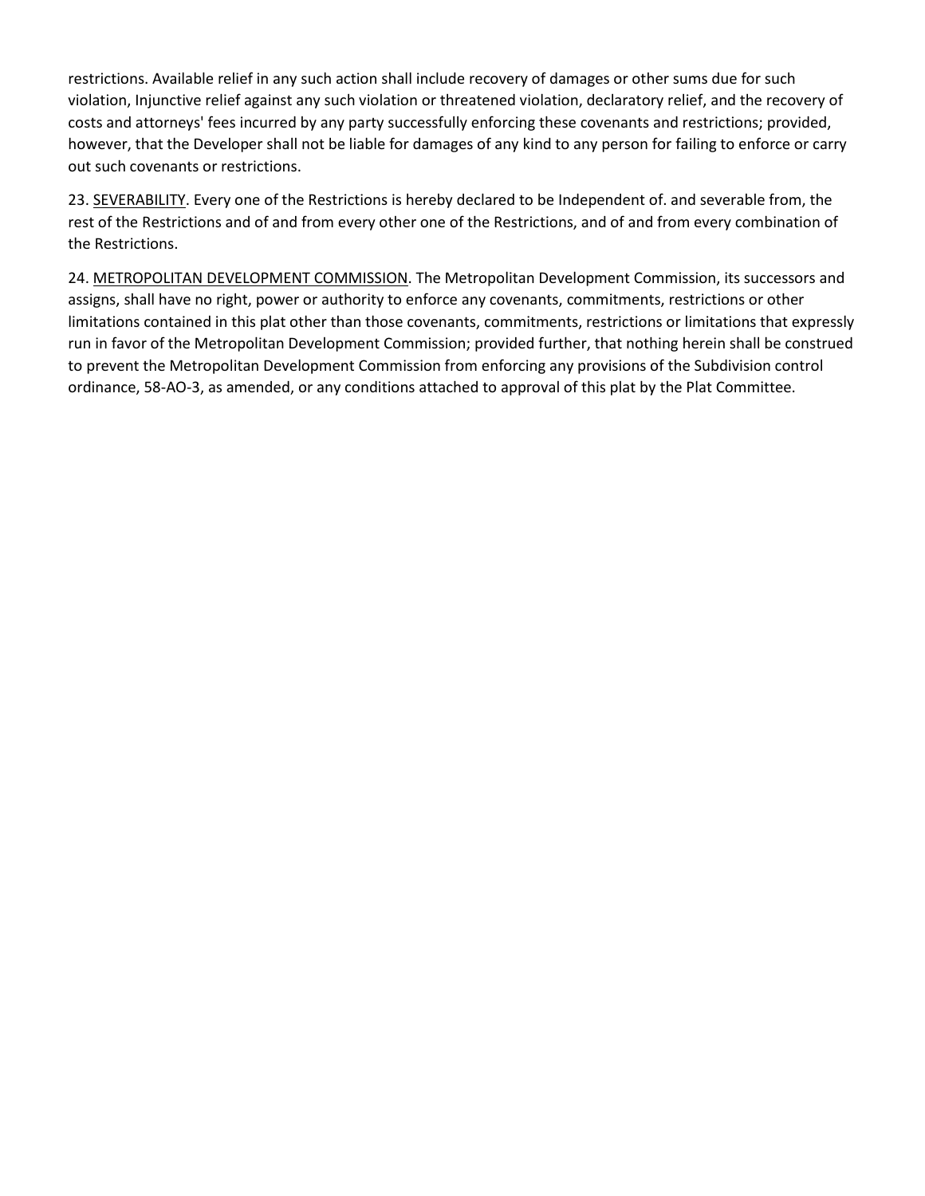restrictions. Available relief in any such action shall include recovery of damages or other sums due for such violation, Injunctive relief against any such violation or threatened violation, declaratory relief, and the recovery of costs and attorneys' fees incurred by any party successfully enforcing these covenants and restrictions; provided, however, that the Developer shall not be liable for damages of any kind to any person for failing to enforce or carry out such covenants or restrictions.

23. <u>SEVERABILITY</u>. Every one of the Restrictions is hereby declared to be Independent of. and severable from, the rest of the Restrictions and of and from every other one of the Restrictions, and of and from every combination of the Restrictions.

24. <u>METROPOLITAN DEVELOPMENT COMMISSION</u>. The Metropolitan Development Commission, its successors and assigns, shall have no right, power or authority to enforce any covenants, commitments, restrictions or other limitations contained in this plat other than those covenants, commitments, restrictions or limitations that expressly run in favor of the Metropolitan Development Commission; provided further, that nothing herein shall be construed to prevent the Metropolitan Development Commission from enforcing any provisions of the Subdivision control ordinance, 58-AO-3, as amended, or any conditions attached to approval of this plat by the Plat Committee.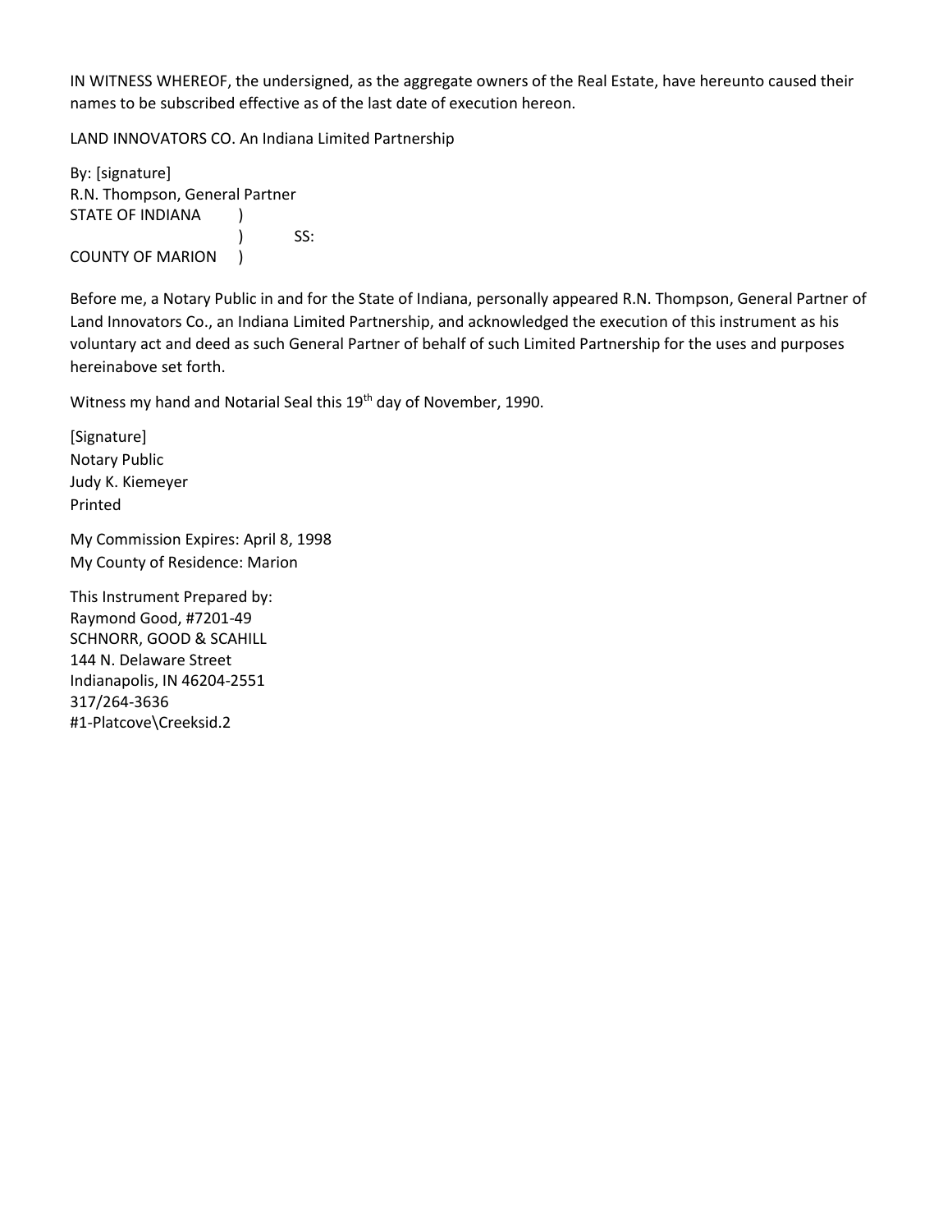IN WITNESS WHEREOF, the undersigned, as the aggregate owners of the Real Estate, have hereunto caused their names to be subscribed effective as of the last date of execution hereon.

LAND INNOVATORS CO. An Indiana Limited Partnership

By: [signature]
R.N. Thompson, General Partner

STATE OF INDIANA )
) SS:
COUNTY OF MARION )

Before me, a Notary Public in and for the State of Indiana, personally appeared R.N. Thompson, General Partner of Land Innovators Co., an Indiana Limited Partnership, and acknowledged the execution of this instrument as his voluntary act and deed as such General Partner of behalf of such Limited Partnership for the uses and purposes hereinabove set forth.

Witness my hand and Notarial Seal this 19th day of November, 1990.

[Signature]
Notary Public
Judy K. Kiemeyer
Printed

My Commission Expires: April 8, 1998
My County of Residence: Marion

This Instrument Prepared by:
Raymond Good, #7201-49
SCHNORR, GOOD & SCAHILL
144 N. Delaware Street
Indianapolis, IN 46204-2551
317/264-3636
#1-Platcove\Creeksid.2